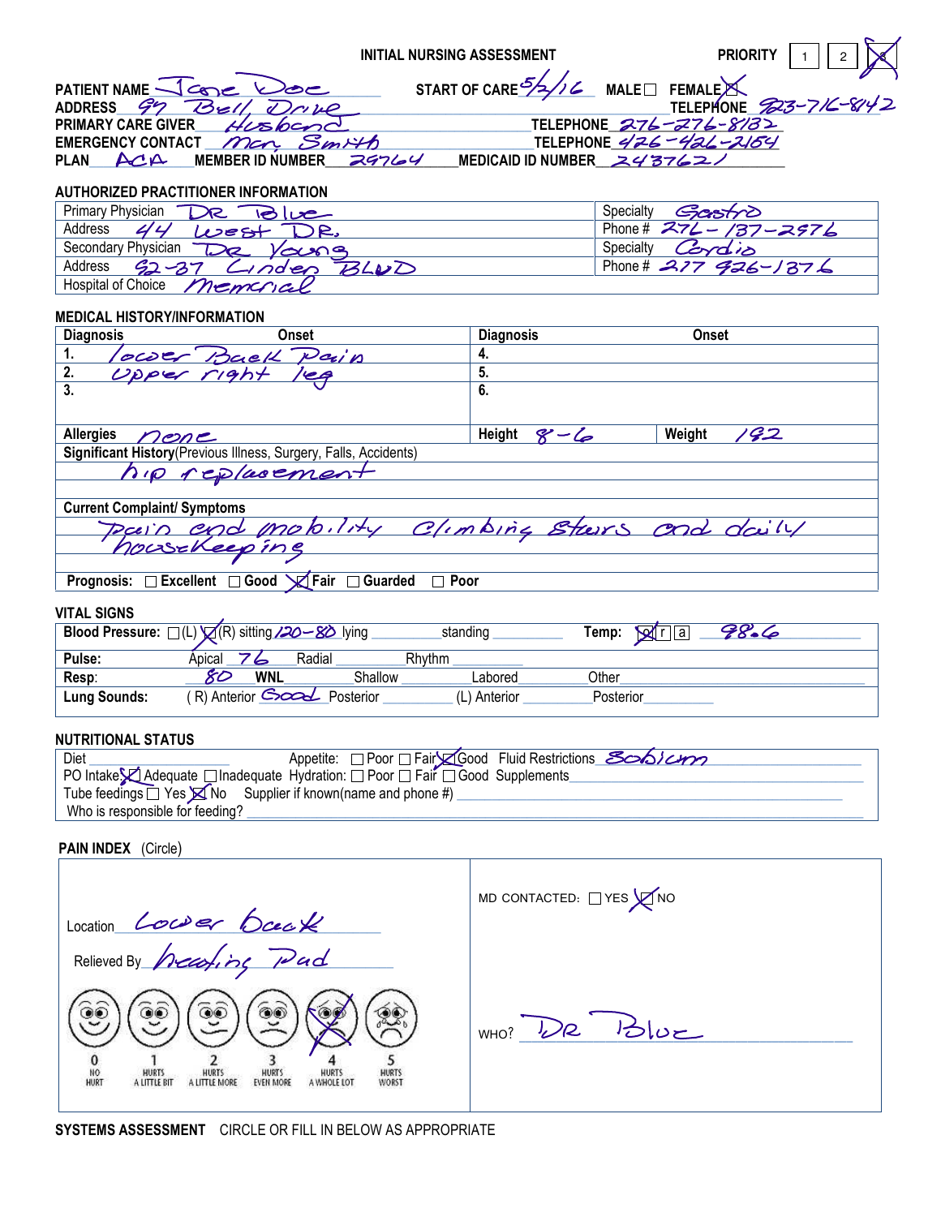# INITIAL NURSING ASSESSMENT

PRIORITY ☐ 1 ☐ 2 ☒ 3

PATIENT NAME Jane Doe START OF CARE 5/2/16 MALE ☐ FEMALE ☒
ADDRESS 97 Bell Drive TELEPHONE 923-716-8142
PRIMARY CARE GIVER Husband TELEPHONE 276-276-8182
EMERGENCY CONTACT Mary Smith TELEPHONE 426-426-2164
PLAN ACA MEMBER ID NUMBER 29764 MEDICAID ID NUMBER 2437621

## AUTHORIZED PRACTITIONER INFORMATION

| | | | |
|---|---|---|---|
| Primary Physician | DR Blue | Specialty | Gastro |
| Address | 44 West DR. | Phone # | 276-137-2976 |
| Secondary Physician | DR Young | Specialty | Cardio |
| Address | 92-37 Linden BLVD | Phone # | 277 926-1376 |
| Hospital of Choice | Memorial | | |

## MEDICAL HISTORY/INFORMATION

| Diagnosis | Onset | Diagnosis | Onset |
|---|---|---|---|
| 1. lower Back Pain | | 4. | |
| 2. upper right leg | | 5. | |
| 3. | | 6. | |

Allergies: none Height: 8-6 Weight: 182

Significant History (Previous Illness, Surgery, Falls, Accidents)
hip replacement

Current Complaint/ Symptoms
Pain and mobility climbing stairs and daily housekeeping

Prognosis: ☐ Excellent ☐ Good ☒ Fair ☐ Guarded ☐ Poor

## VITAL SIGNS

| | | | | |
|---|---|---|---|---|
| Blood Pressure: ☐(L) ☒(R) sitting 120-80 | lying ____ | standing ____ | Temp: ☒o ☐r ☐a | 98.6 |
| Pulse: | Apical 76 | Radial ____ | Rhythm ____ | |
| Resp: | 80 WNL | Shallow ____ | Labored ____ | Other ____ |
| Lung Sounds: | (R) Anterior Good | Posterior ____ | (L) Anterior ____ | Posterior ____ |

## NUTRITIONAL STATUS

Diet ____ Appetite: ☐ Poor ☐ Fair ☒ Good Fluid Restrictions Sodium
PO Intake ☒ Adequate ☐ Inadequate Hydration: ☐ Poor ☐ Fair ☐ Good Supplements ____
Tube feedings ☐ Yes ☒ No Supplier if known(name and phone #) ____
Who is responsible for feeding? ____

## PAIN INDEX (Circle)

Location: Lower back

Relieved By: heating Pad

0 NO HURT | 1 HURTS A LITTLE BIT | 2 HURTS A LITTLE MORE | 3 HURTS EVEN MORE | **4 HURTS A WHOLE LOT** (marked) | 5 HURTS WORST

MD CONTACTED: ☐ YES ☒ NO

WHO? DR Blue

## SYSTEMS ASSESSMENT

CIRCLE OR FILL IN BELOW AS APPROPRIATE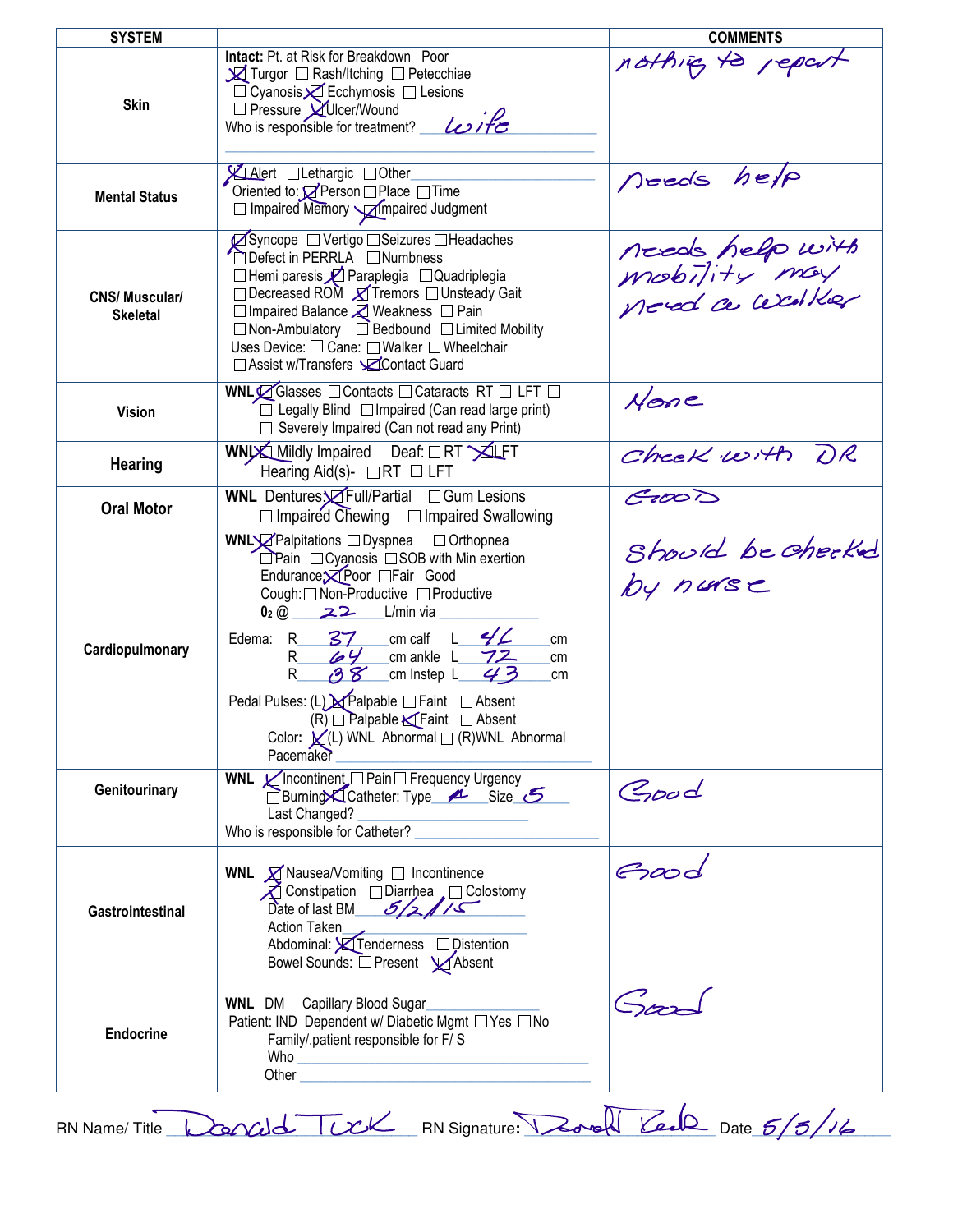| SYSTEM | | COMMENTS |
|---|---|---|
| **Skin** | **Intact:** Pt. at Risk for Breakdown Poor<br>☒ Turgor ☐ Rash/Itching ☐ Petecchiae<br>☐ Cyanosis ☒ Ecchymosis ☐ Lesions<br>☐ Pressure ☒ Ulcer/Wound<br>Who is responsible for treatment? wife | nothing to report |
| **Mental Status** | ☒ Alert ☐ Lethargic ☐ Other<br>Oriented to: ☒ Person ☐ Place ☐ Time<br>☐ Impaired Memory ☒ Impaired Judgment | needs help |
| **CNS/ Muscular/ Skeletal** | ☒ Syncope ☐ Vertigo ☐ Seizures ☐ Headaches<br>☐ Defect in PERRLA ☐ Numbness<br>☐ Hemi paresis ☒ Paraplegia ☐ Quadriplegia<br>☐ Decreased ROM ☒ Tremors ☐ Unsteady Gait<br>☐ Impaired Balance ☒ Weakness ☐ Pain<br>☐ Non-Ambulatory ☐ Bedbound ☐ Limited Mobility<br>Uses Device: ☐ Cane: ☐ Walker ☐ Wheelchair<br>☐ Assist w/Transfers ☒ Contact Guard | needs help with mobility may need a walker |
| **Vision** | **WNL** ☒ Glasses ☐ Contacts ☐ Cataracts RT ☐ LFT ☐<br>☐ Legally Blind ☐ Impaired (Can read large print)<br>☐ Severely Impaired (Can not read any Print) | None |
| **Hearing** | **WNL** ☒ Mildly Impaired Deaf: ☐ RT ☒ LFT<br>Hearing Aid(s)- ☐ RT ☐ LFT | Check with DR |
| **Oral Motor** | **WNL** Dentures ☒ Full/Partial ☐ Gum Lesions<br>☐ Impaired Chewing ☐ Impaired Swallowing | GOOD |
| **Cardiopulmonary** | **WNL** ☒ Palpitations ☐ Dyspnea ☐ Orthopnea<br>☐ Pain ☐ Cyanosis ☐ SOB with Min exertion<br>Endurance ☒ Poor ☐ Fair Good<br>Cough: ☐ Non-Productive ☐ Productive<br>$0_2$ @ 22 L/min via<br>Edema: R 37 cm calf L 46 cm<br>R 64 cm ankle L 72 cm<br>R 38 cm Instep L 43 cm<br>Pedal Pulses: (L) ☒ Palpable ☐ Faint ☐ Absent<br>(R) ☐ Palpable ☒ Faint ☐ Absent<br>Color: ☒ (L) WNL Abnormal ☐ (R)WNL Abnormal<br>Pacemaker | Should be checked by nurse |
| **Genitourinary** | **WNL** ☒ Incontinent ☐ Pain ☐ Frequency Urgency<br>☐ Burning ☒ Catheter: Type 4 Size 5<br>Last Changed?<br>Who is responsible for Catheter? | Good |
| **Gastrointestinal** | **WNL** ☒ Nausea/Vomiting ☐ Incontinence<br>☒ Constipation ☐ Diarrhea ☐ Colostomy<br>Date of last BM 5/2/15<br>Action Taken<br>Abdominal: ☒ Tenderness ☐ Distention<br>Bowel Sounds: ☐ Present ☒ Absent | Good |
| **Endocrine** | **WNL** DM Capillary Blood Sugar<br>Patient: IND Dependent w/ Diabetic Mgmt ☐ Yes ☐ No<br>Family/.patient responsible for F/ S<br>Who<br>Other | Good |

RN Name/ Title Donald Tuck RN Signature: Donald Tuck Date 5/5/16